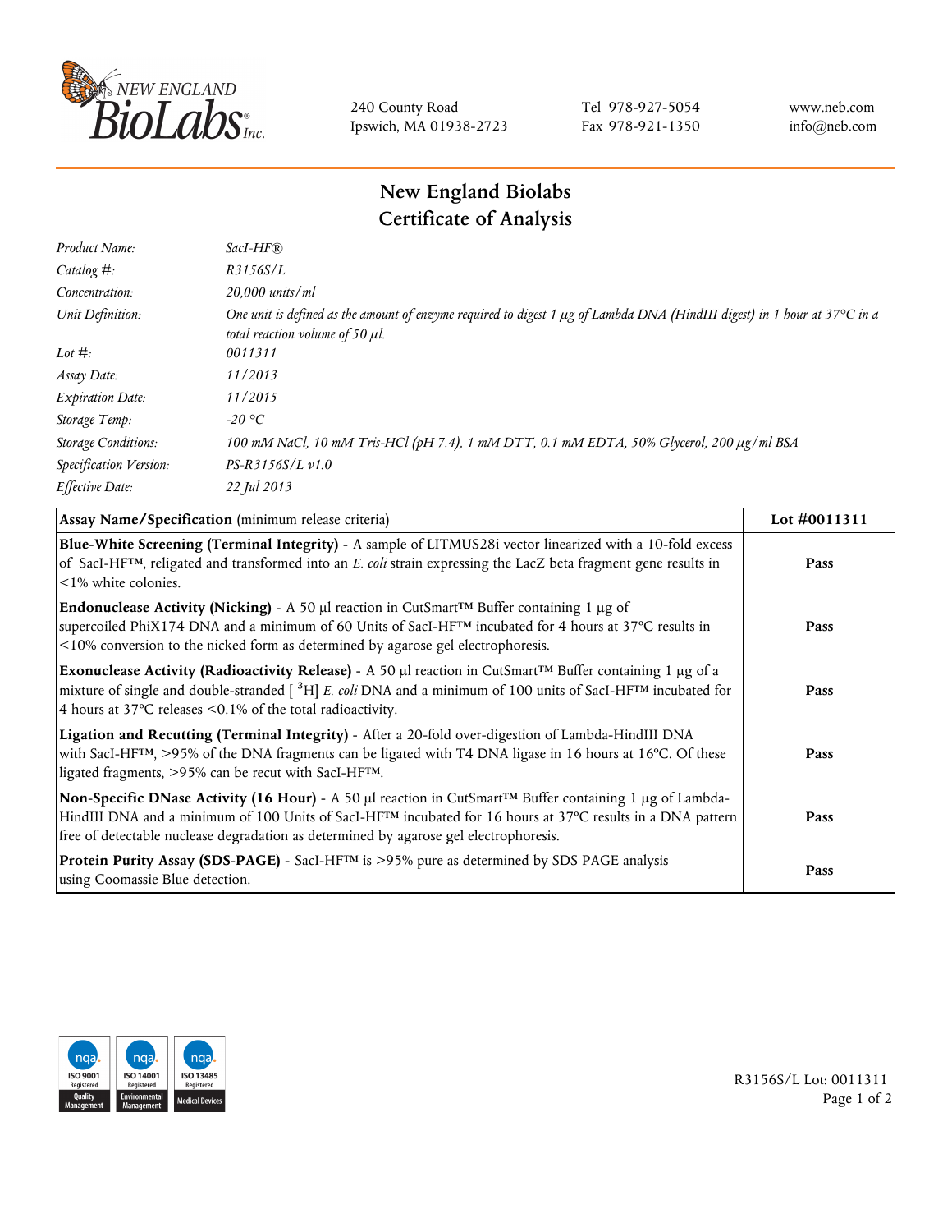240 County Road
Ipswich, MA 01938-2723

Tel 978-927-5054
Fax 978-921-1350

www.neb.com
info@neb.com

# New England Biolabs
# Certificate of Analysis

| | |
|---|---|
| *Product Name:* | *SacI-HF®* |
| *Catalog #:* | *R3156S/L* |
| *Concentration:* | *20,000 units/ml* |
| *Unit Definition:* | *One unit is defined as the amount of enzyme required to digest 1 µg of Lambda DNA (HindIII digest) in 1 hour at 37°C in a total reaction volume of 50 µl.* |
| *Lot #:* | *0011311* |
| *Assay Date:* | *11/2013* |
| *Expiration Date:* | *11/2015* |
| *Storage Temp:* | *-20 °C* |
| *Storage Conditions:* | *100 mM NaCl, 10 mM Tris-HCl (pH 7.4), 1 mM DTT, 0.1 mM EDTA, 50% Glycerol, 200 µg/ml BSA* |
| *Specification Version:* | *PS-R3156S/L v1.0* |
| *Effective Date:* | *22 Jul 2013* |

| **Assay Name/Specification** (minimum release criteria) | **Lot #0011311** |
|---|---|
| **Blue-White Screening (Terminal Integrity)** - A sample of LITMUS28i vector linearized with a 10-fold excess of SacI-HF™, religated and transformed into an *E. coli* strain expressing the LacZ beta fragment gene results in <1% white colonies. | **Pass** |
| **Endonuclease Activity (Nicking)** - A 50 µl reaction in CutSmart™ Buffer containing 1 µg of supercoiled PhiX174 DNA and a minimum of 60 Units of SacI-HF™ incubated for 4 hours at 37°C results in <10% conversion to the nicked form as determined by agarose gel electrophoresis. | **Pass** |
| **Exonuclease Activity (Radioactivity Release)** - A 50 µl reaction in CutSmart™ Buffer containing 1 µg of a mixture of single and double-stranded [ $^{3}$H] *E. coli* DNA and a minimum of 100 units of SacI-HF™ incubated for 4 hours at 37°C releases <0.1% of the total radioactivity. | **Pass** |
| **Ligation and Recutting (Terminal Integrity)** - After a 20-fold over-digestion of Lambda-HindIII DNA with SacI-HF™, >95% of the DNA fragments can be ligated with T4 DNA ligase in 16 hours at 16°C. Of these ligated fragments, >95% can be recut with SacI-HF™. | **Pass** |
| **Non-Specific DNase Activity (16 Hour)** - A 50 µl reaction in CutSmart™ Buffer containing 1 µg of Lambda-HindIII DNA and a minimum of 100 Units of SacI-HF™ incubated for 16 hours at 37°C results in a DNA pattern free of detectable nuclease degradation as determined by agarose gel electrophoresis. | **Pass** |
| **Protein Purity Assay (SDS-PAGE)** - SacI-HF™ is >95% pure as determined by SDS PAGE analysis using Coomassie Blue detection. | **Pass** |

R3156S/L Lot: 0011311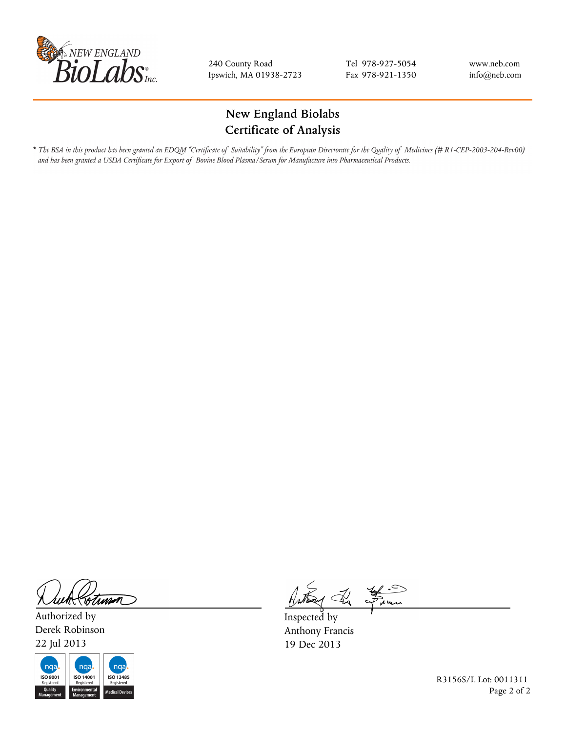240 County Road
Ipswich, MA 01938-2723

Tel 978-927-5054
Fax 978-921-1350

www.neb.com
info@neb.com

## New England Biolabs
## Certificate of Analysis

\* *The BSA in this product has been granted an EDQM "Certificate of Suitability" from the European Directorate for the Quality of Medicines (# R1-CEP-2003-204-Rev00) and has been granted a USDA Certificate for Export of Bovine Blood Plasma/Serum for Manufacture into Pharmaceutical Products.*

Authorized by
Derek Robinson
22 Jul 2013

Inspected by
Anthony Francis
19 Dec 2013

ISO 9001 Registered Quality Management
ISO 14001 Registered Environmental Management
ISO 13485 Registered Medical Devices

R3156S/L Lot: 0011311